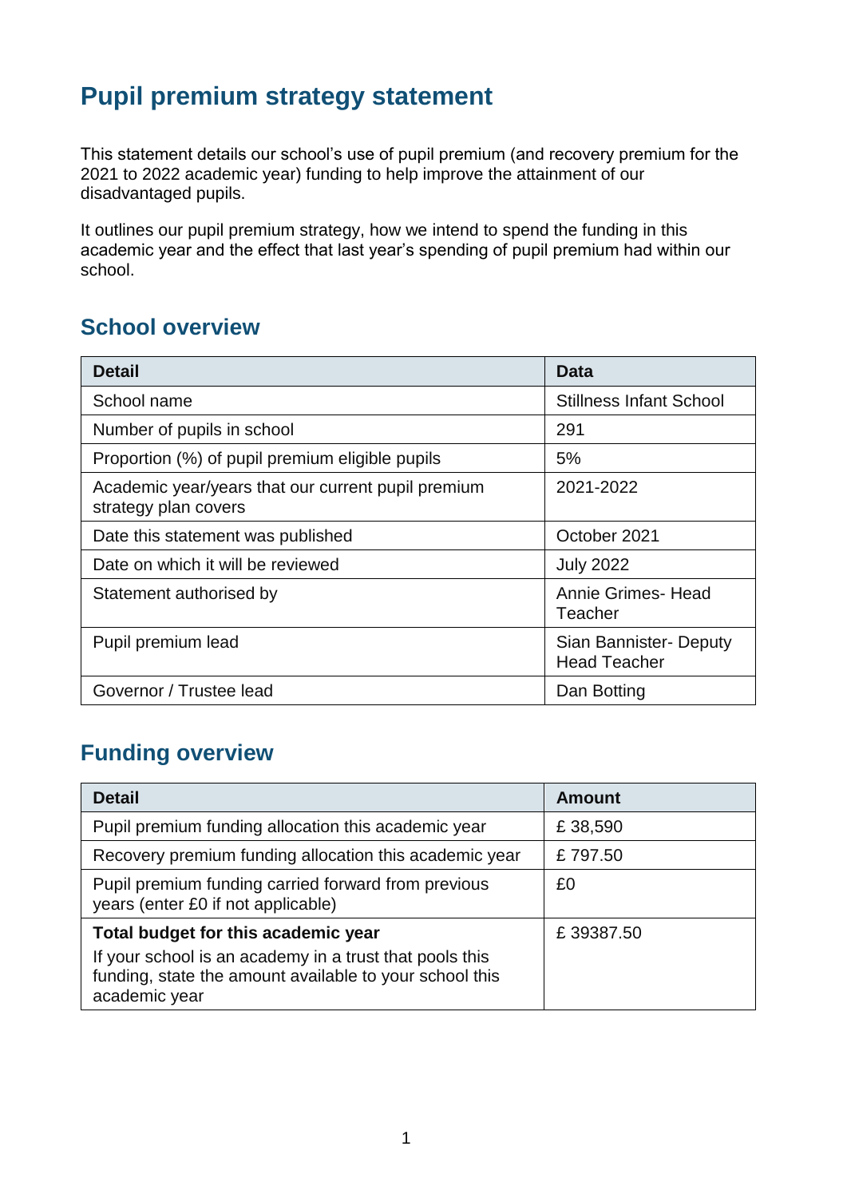# Pupil premium strategy statement

This statement details our school's use of pupil premium (and recovery premium for the 2021 to 2022 academic year) funding to help improve the attainment of our disadvantaged pupils.

It outlines our pupil premium strategy, how we intend to spend the funding in this academic year and the effect that last year's spending of pupil premium had within our school.

## School overview

| Detail | Data |
|---|---|
| School name | Stillness Infant School |
| Number of pupils in school | 291 |
| Proportion (%) of pupil premium eligible pupils | 5% |
| Academic year/years that our current pupil premium strategy plan covers | 2021-2022 |
| Date this statement was published | October 2021 |
| Date on which it will be reviewed | July 2022 |
| Statement authorised by | Annie Grimes- Head Teacher |
| Pupil premium lead | Sian Bannister- Deputy Head Teacher |
| Governor / Trustee lead | Dan Botting |

## Funding overview

| Detail | Amount |
|---|---|
| Pupil premium funding allocation this academic year | £ 38,590 |
| Recovery premium funding allocation this academic year | £ 797.50 |
| Pupil premium funding carried forward from previous years (enter £0 if not applicable) | £0 |
| **Total budget for this academic year**<br>If your school is an academy in a trust that pools this funding, state the amount available to your school this academic year | £ 39387.50 |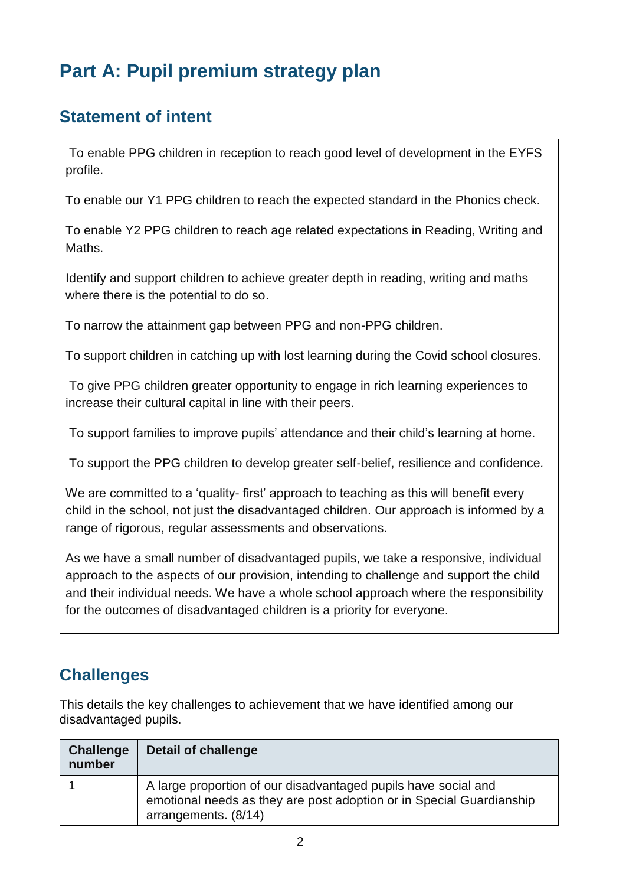# Part A: Pupil premium strategy plan

## Statement of intent

To enable PPG children in reception to reach good level of development in the EYFS profile.

To enable our Y1 PPG children to reach the expected standard in the Phonics check.

To enable Y2 PPG children to reach age related expectations in Reading, Writing and Maths.

Identify and support children to achieve greater depth in reading, writing and maths where there is the potential to do so.

To narrow the attainment gap between PPG and non-PPG children.

To support children in catching up with lost learning during the Covid school closures.

To give PPG children greater opportunity to engage in rich learning experiences to increase their cultural capital in line with their peers.

To support families to improve pupils' attendance and their child's learning at home.

To support the PPG children to develop greater self-belief, resilience and confidence.

We are committed to a 'quality- first' approach to teaching as this will benefit every child in the school, not just the disadvantaged children. Our approach is informed by a range of rigorous, regular assessments and observations.

As we have a small number of disadvantaged pupils, we take a responsive, individual approach to the aspects of our provision, intending to challenge and support the child and their individual needs. We have a whole school approach where the responsibility for the outcomes of disadvantaged children is a priority for everyone.

## Challenges

This details the key challenges to achievement that we have identified among our disadvantaged pupils.

| Challenge number | Detail of challenge |
|---|---|
| 1 | A large proportion of our disadvantaged pupils have social and emotional needs as they are post adoption or in Special Guardianship arrangements. (8/14) |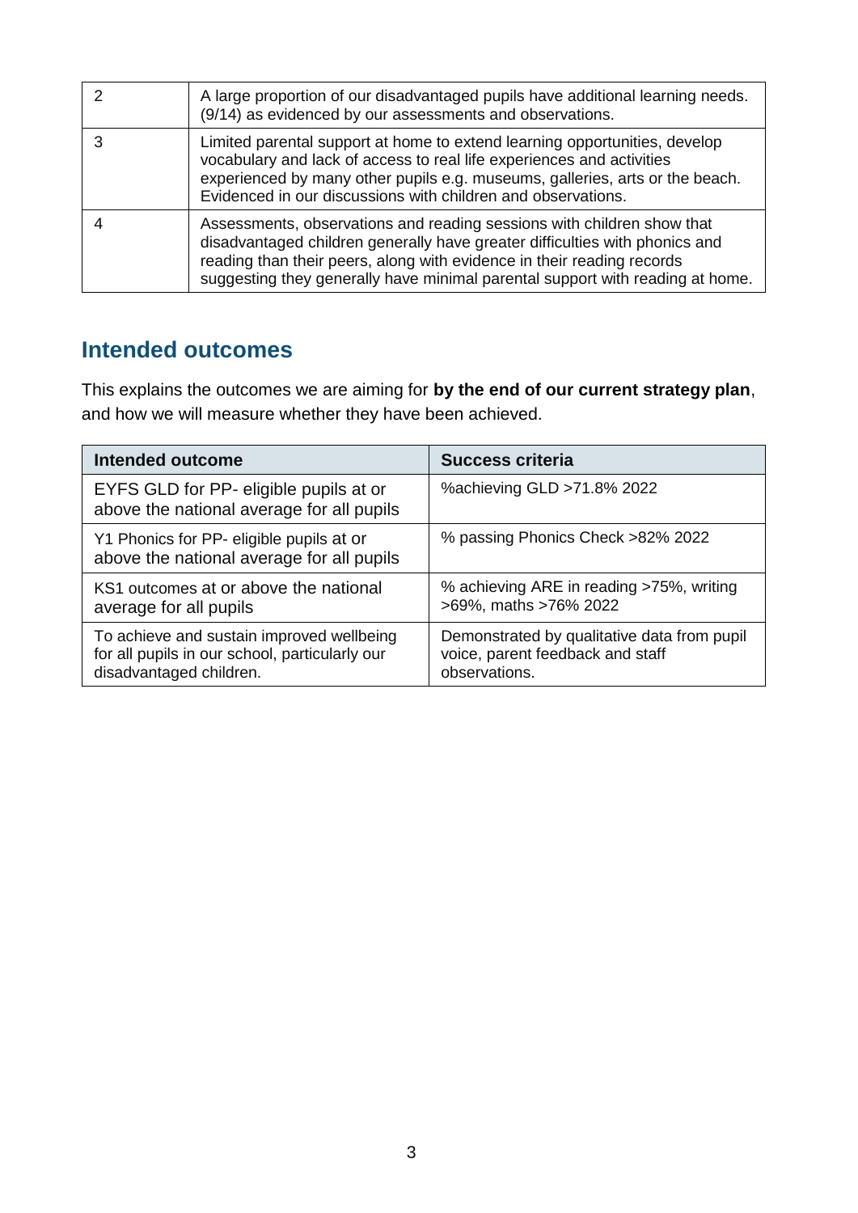| | |
|---|---|
| 2 | A large proportion of our disadvantaged pupils have additional learning needs. (9/14) as evidenced by our assessments and observations. |
| 3 | Limited parental support at home to extend learning opportunities, develop vocabulary and lack of access to real life experiences and activities experienced by many other pupils e.g. museums, galleries, arts or the beach. Evidenced in our discussions with children and observations. |
| 4 | Assessments, observations and reading sessions with children show that disadvantaged children generally have greater difficulties with phonics and reading than their peers, along with evidence in their reading records suggesting they generally have minimal parental support with reading at home. |

## Intended outcomes

This explains the outcomes we are aiming for **by the end of our current strategy plan**, and how we will measure whether they have been achieved.

| Intended outcome | Success criteria |
|---|---|
| EYFS GLD for PP- eligible pupils at or above the national average for all pupils | %achieving GLD >71.8% 2022 |
| Y1 Phonics for PP- eligible pupils at or above the national average for all pupils | % passing Phonics Check >82% 2022 |
| KS1 outcomes at or above the national average for all pupils | % achieving ARE in reading >75%, writing >69%, maths >76% 2022 |
| To achieve and sustain improved wellbeing for all pupils in our school, particularly our disadvantaged children. | Demonstrated by qualitative data from pupil voice, parent feedback and staff observations. |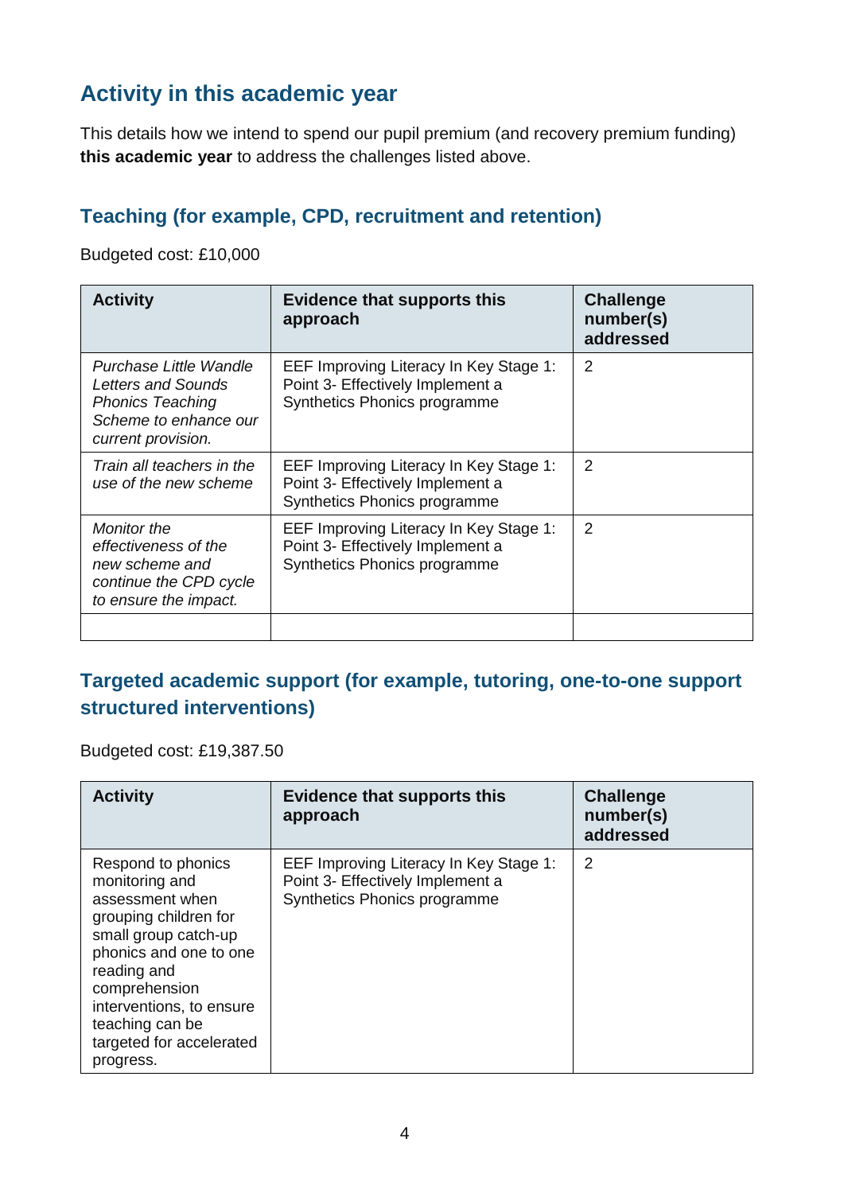## Activity in this academic year

This details how we intend to spend our pupil premium (and recovery premium funding) **this academic year** to address the challenges listed above.

### Teaching (for example, CPD, recruitment and retention)

Budgeted cost: £10,000

| Activity | Evidence that supports this approach | Challenge number(s) addressed |
|---|---|---|
| *Purchase Little Wandle Letters and Sounds Phonics Teaching Scheme to enhance our current provision.* | EEF Improving Literacy In Key Stage 1: Point 3- Effectively Implement a Synthetics Phonics programme | 2 |
| *Train all teachers in the use of the new scheme* | EEF Improving Literacy In Key Stage 1: Point 3- Effectively Implement a Synthetics Phonics programme | 2 |
| *Monitor the effectiveness of the new scheme and continue the CPD cycle to ensure the impact.* | EEF Improving Literacy In Key Stage 1: Point 3- Effectively Implement a Synthetics Phonics programme | 2 |
| | | |

### Targeted academic support (for example, tutoring, one-to-one support structured interventions)

Budgeted cost: £19,387.50

| Activity | Evidence that supports this approach | Challenge number(s) addressed |
|---|---|---|
| Respond to phonics monitoring and assessment when grouping children for small group catch-up phonics and one to one reading and comprehension interventions, to ensure teaching can be targeted for accelerated progress. | EEF Improving Literacy In Key Stage 1: Point 3- Effectively Implement a Synthetics Phonics programme | 2 |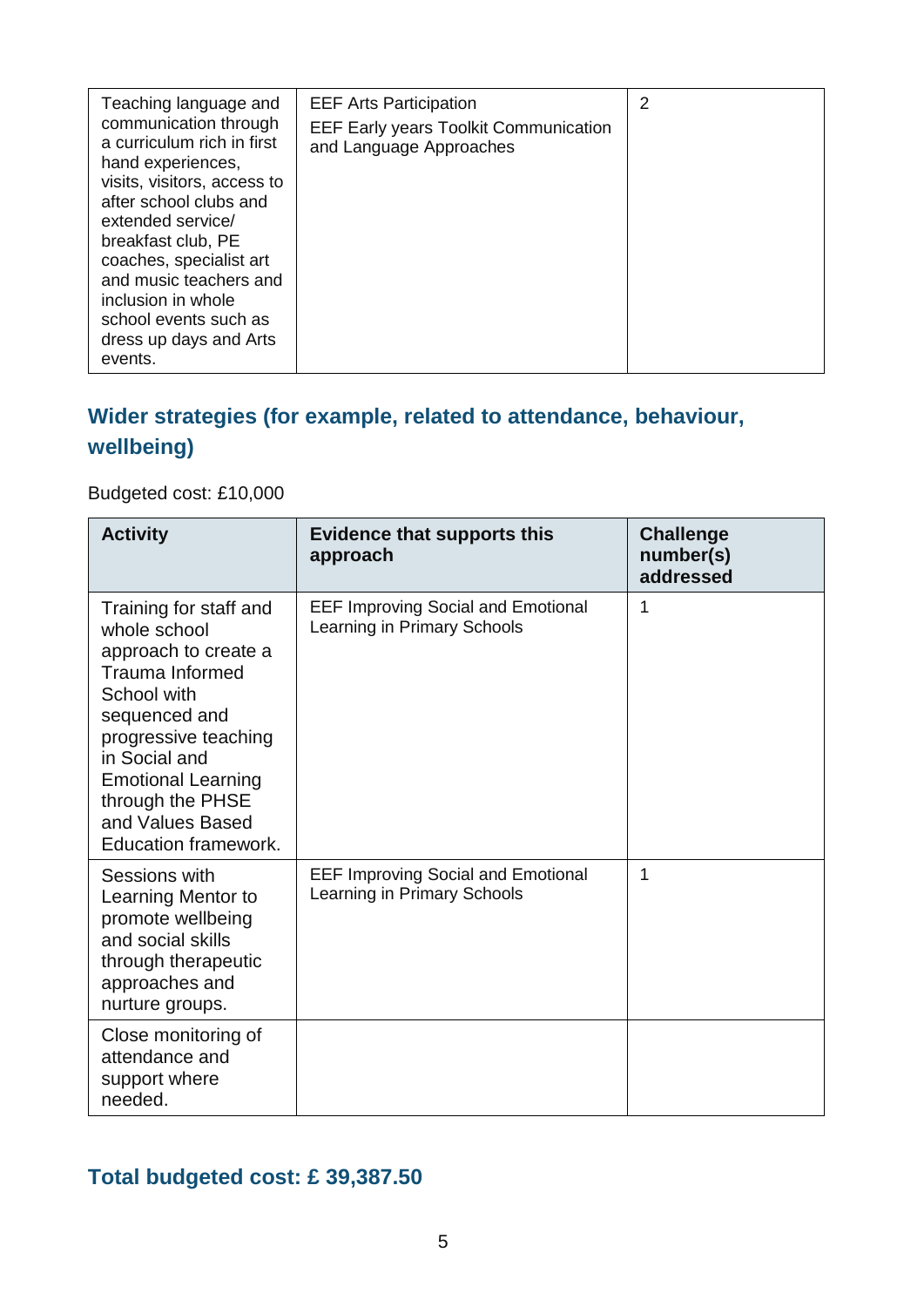| Teaching language and communication through a curriculum rich in first hand experiences, visits, visitors, access to after school clubs and extended service/ breakfast club, PE coaches, specialist art and music teachers and inclusion in whole school events such as dress up days and Arts events. | EEF Arts Participation<br>EEF Early years Toolkit Communication and Language Approaches | 2 |
|---|---|---|

## Wider strategies (for example, related to attendance, behaviour, wellbeing)

Budgeted cost: £10,000

| Activity | Evidence that supports this approach | Challenge number(s) addressed |
|---|---|---|
| Training for staff and whole school approach to create a Trauma Informed School with sequenced and progressive teaching in Social and Emotional Learning through the PHSE and Values Based Education framework. | EEF Improving Social and Emotional Learning in Primary Schools | 1 |
| Sessions with Learning Mentor to promote wellbeing and social skills through therapeutic approaches and nurture groups. | EEF Improving Social and Emotional Learning in Primary Schools | 1 |
| Close monitoring of attendance and support where needed. | | |

## Total budgeted cost: £ 39,387.50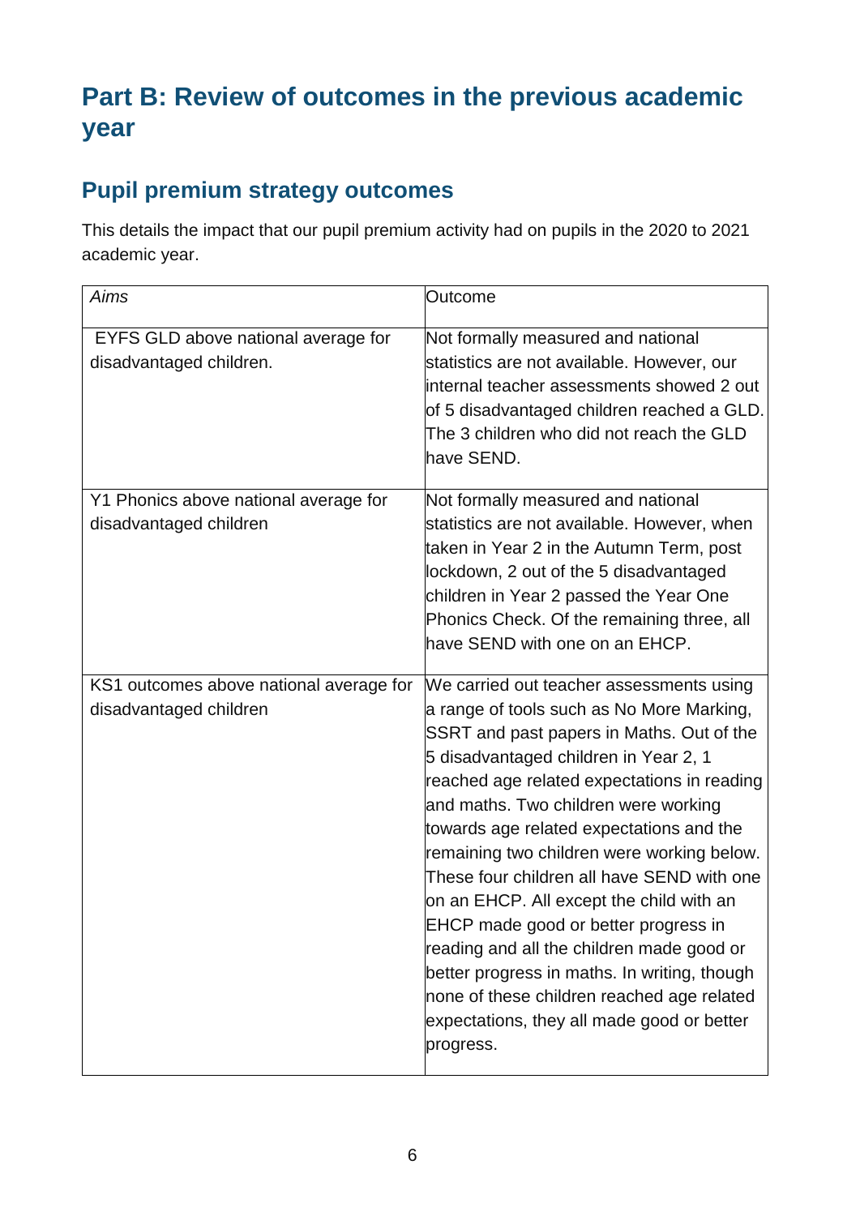# Part B: Review of outcomes in the previous academic year

## Pupil premium strategy outcomes

This details the impact that our pupil premium activity had on pupils in the 2020 to 2021 academic year.

| *Aims* | Outcome |
|---|---|
| EYFS GLD above national average for disadvantaged children. | Not formally measured and national statistics are not available. However, our internal teacher assessments showed 2 out of 5 disadvantaged children reached a GLD. The 3 children who did not reach the GLD have SEND. |
| Y1 Phonics above national average for disadvantaged children | Not formally measured and national statistics are not available. However, when taken in Year 2 in the Autumn Term, post lockdown, 2 out of the 5 disadvantaged children in Year 2 passed the Year One Phonics Check. Of the remaining three, all have SEND with one on an EHCP. |
| KS1 outcomes above national average for disadvantaged children | We carried out teacher assessments using a range of tools such as No More Marking, SSRT and past papers in Maths. Out of the 5 disadvantaged children in Year 2, 1 reached age related expectations in reading and maths. Two children were working towards age related expectations and the remaining two children were working below. These four children all have SEND with one on an EHCP. All except the child with an EHCP made good or better progress in reading and all the children made good or better progress in maths. In writing, though none of these children reached age related expectations, they all made good or better progress. |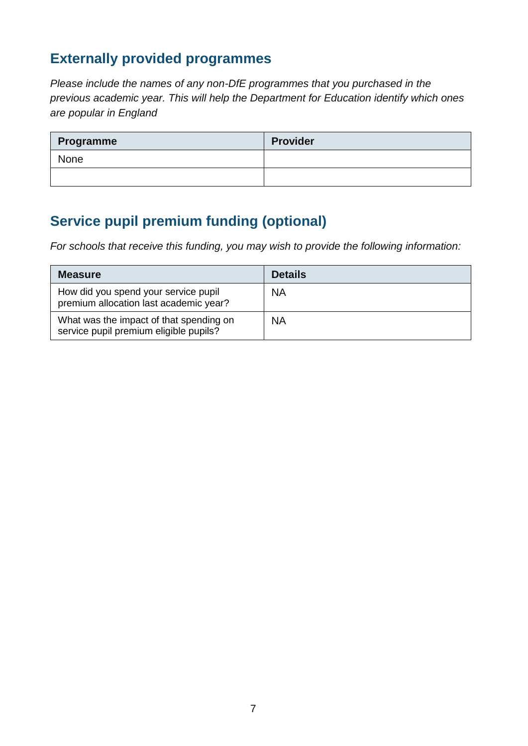## Externally provided programmes

*Please include the names of any non-DfE programmes that you purchased in the previous academic year. This will help the Department for Education identify which ones are popular in England*

| Programme | Provider |
|---|---|
| None | |
| | |

## Service pupil premium funding (optional)

*For schools that receive this funding, you may wish to provide the following information:*

| Measure | Details |
|---|---|
| How did you spend your service pupil premium allocation last academic year? | NA |
| What was the impact of that spending on service pupil premium eligible pupils? | NA |